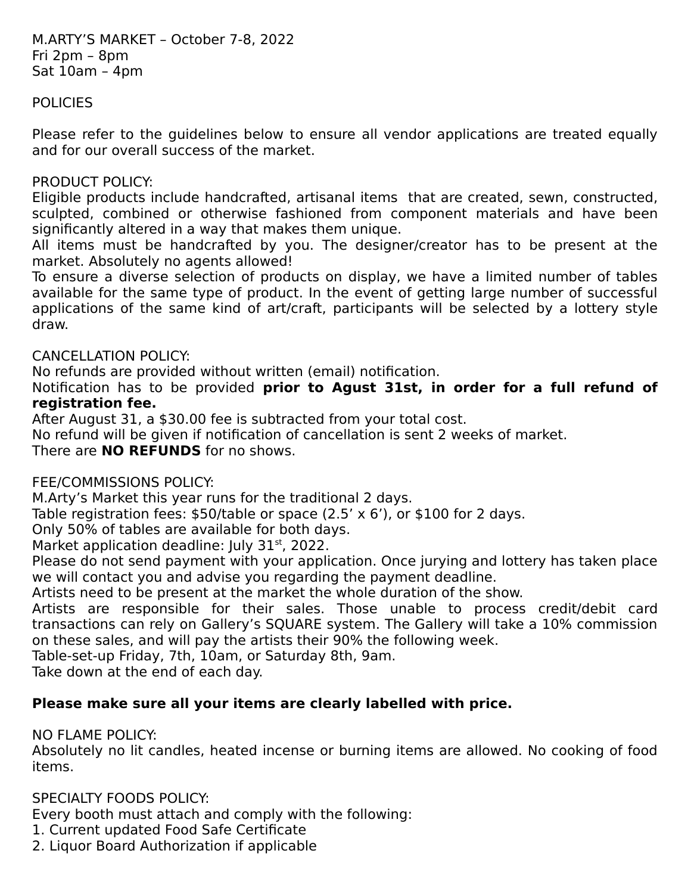M.ARTY'S MARKET – October 7-8, 2022
Fri 2pm – 8pm
Sat 10am – 4pm

POLICIES

Please refer to the guidelines below to ensure all vendor applications are treated equally and for our overall success of the market.

PRODUCT POLICY:
Eligible products include handcrafted, artisanal items that are created, sewn, constructed, sculpted, combined or otherwise fashioned from component materials and have been significantly altered in a way that makes them unique.
All items must be handcrafted by you. The designer/creator has to be present at the market. Absolutely no agents allowed!
To ensure a diverse selection of products on display, we have a limited number of tables available for the same type of product. In the event of getting large number of successful applications of the same kind of art/craft, participants will be selected by a lottery style draw.

CANCELLATION POLICY:
No refunds are provided without written (email) notification.
Notification has to be provided **prior to Agust 31st, in order for a full refund of registration fee.**
After August 31, a $30.00 fee is subtracted from your total cost.
No refund will be given if notification of cancellation is sent 2 weeks of market.
There are **NO REFUNDS** for no shows.

FEE/COMMISSIONS POLICY:
M.Arty's Market this year runs for the traditional 2 days.
Table registration fees: $50/table or space (2.5' x 6'), or $100 for 2 days.
Only 50% of tables are available for both days.
Market application deadline: July 31st, 2022.
Please do not send payment with your application. Once jurying and lottery has taken place we will contact you and advise you regarding the payment deadline.
Artists need to be present at the market the whole duration of the show.
Artists are responsible for their sales. Those unable to process credit/debit card transactions can rely on Gallery's SQUARE system. The Gallery will take a 10% commission on these sales, and will pay the artists their 90% the following week.
Table-set-up Friday, 7th, 10am, or Saturday 8th, 9am.
Take down at the end of each day.

**Please make sure all your items are clearly labelled with price.**

NO FLAME POLICY:
Absolutely no lit candles, heated incense or burning items are allowed. No cooking of food items.

SPECIALTY FOODS POLICY:
Every booth must attach and comply with the following:
1. Current updated Food Safe Certificate
2. Liquor Board Authorization if applicable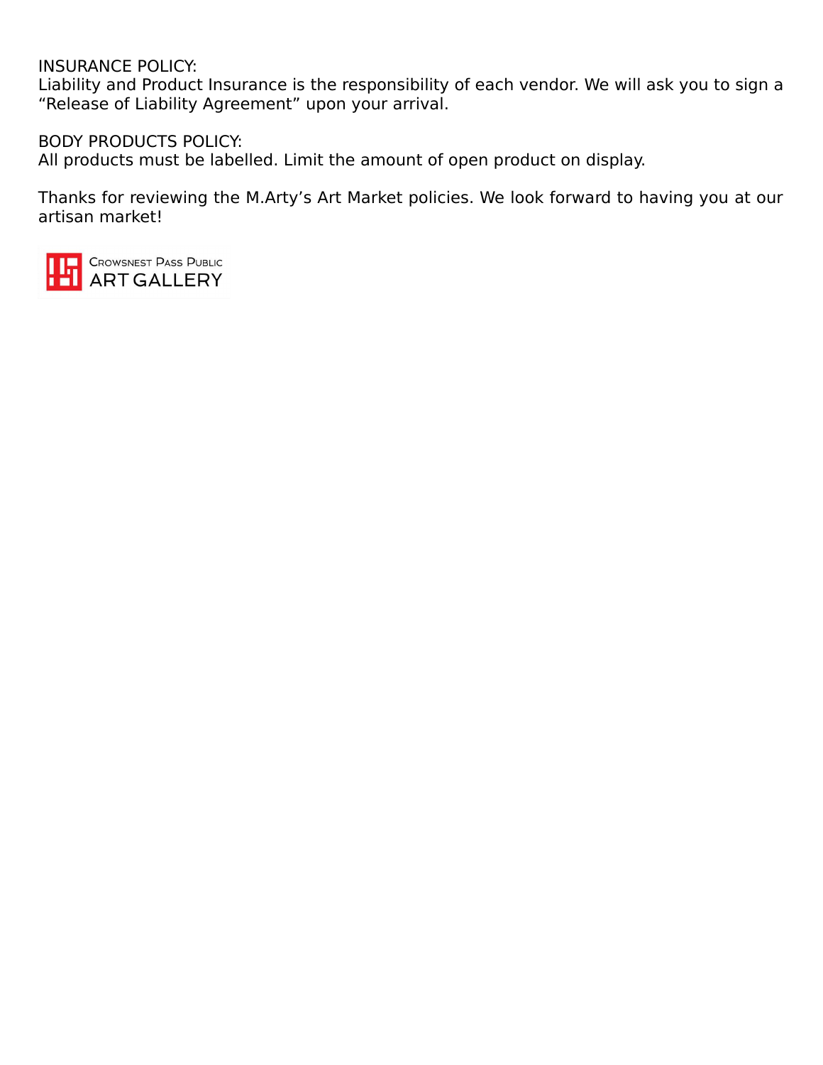INSURANCE POLICY:
Liability and Product Insurance is the responsibility of each vendor. We will ask you to sign a “Release of Liability Agreement” upon your arrival.

BODY PRODUCTS POLICY:
All products must be labelled. Limit the amount of open product on display.

Thanks for reviewing the M.Arty’s Art Market policies. We look forward to having you at our artisan market!

Crowsnest Pass Public
ART GALLERY